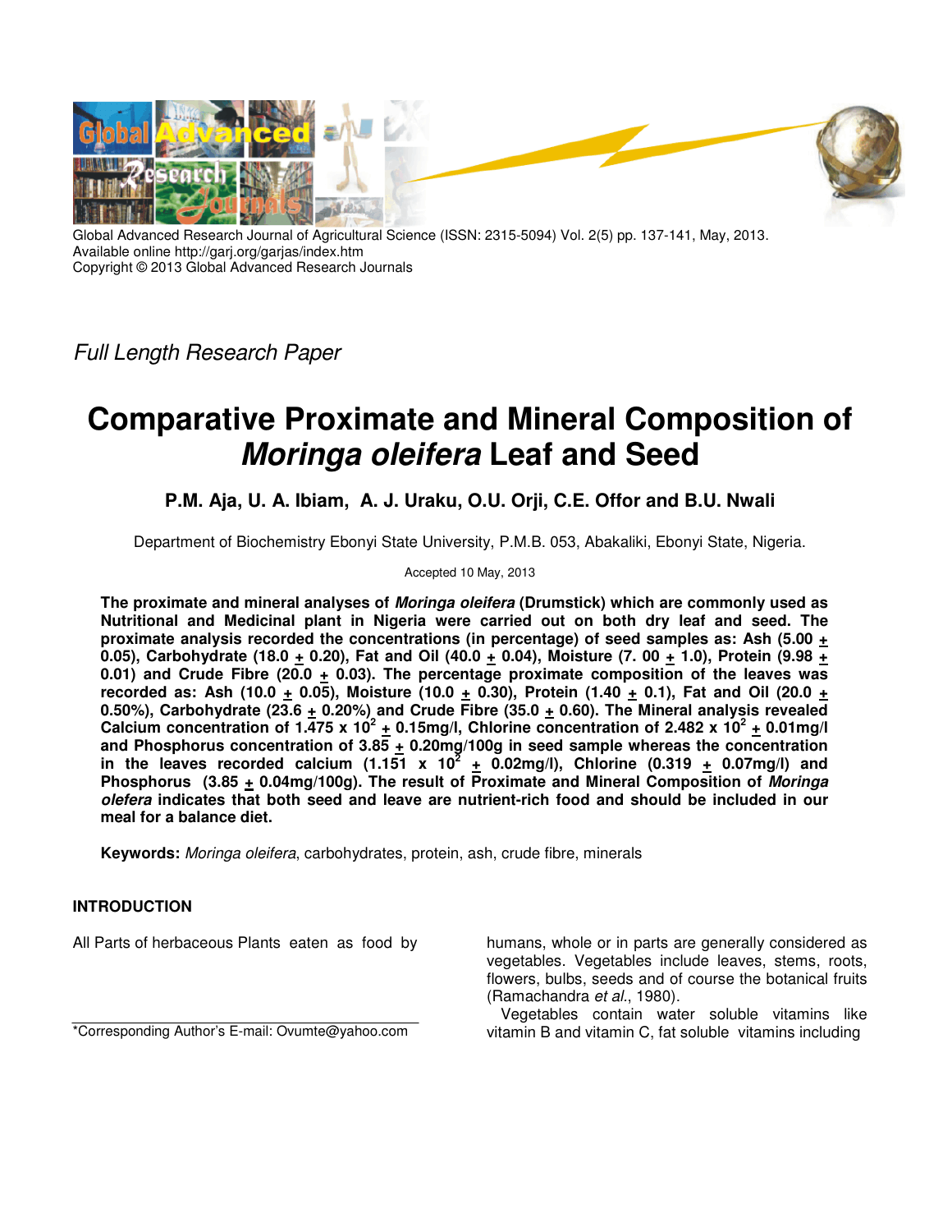Global Advanced Research Journal of Agricultural Science (ISSN: 2315-5094) Vol. 2(5) pp. 137-141, May, 2013.
Available online http://garj.org/garjas/index.htm
Copyright © 2013 Global Advanced Research Journals

*Full Length Research Paper*

# Comparative Proximate and Mineral Composition of *Moringa oleifera* Leaf and Seed

**P.M. Aja, U. A. Ibiam, A. J. Uraku, O.U. Orji, C.E. Offor and B.U. Nwali**

Department of Biochemistry Ebonyi State University, P.M.B. 053, Abakaliki, Ebonyi State, Nigeria.

Accepted 10 May, 2013

**The proximate and mineral analyses of *Moringa oleifera* (Drumstick) which are commonly used as Nutritional and Medicinal plant in Nigeria were carried out on both dry leaf and seed. The proximate analysis recorded the concentrations (in percentage) of seed samples as: Ash (5.00 ± 0.05), Carbohydrate (18.0 ± 0.20), Fat and Oil (40.0 ± 0.04), Moisture (7. 00 ± 1.0), Protein (9.98 ± 0.01) and Crude Fibre (20.0 ± 0.03). The percentage proximate composition of the leaves was recorded as: Ash (10.0 ± 0.05), Moisture (10.0 ± 0.30), Protein (1.40 ± 0.1), Fat and Oil (20.0 ± 0.50%), Carbohydrate (23.6 ± 0.20%) and Crude Fibre (35.0 ± 0.60). The Mineral analysis revealed Calcium concentration of 1.475 x $10^2$ ± 0.15mg/l, Chlorine concentration of 2.482 x $10^2$ ± 0.01mg/l and Phosphorus concentration of 3.85 ± 0.20mg/100g in seed sample whereas the concentration in the leaves recorded calcium (1.151 x $10^2$ ± 0.02mg/l), Chlorine (0.319 ± 0.07mg/l) and Phosphorus (3.85 ± 0.04mg/100g). The result of Proximate and Mineral Composition of *Moringa olefera* indicates that both seed and leave are nutrient-rich food and should be included in our meal for a balance diet.**

**Keywords:** *Moringa oleifera*, carbohydrates, protein, ash, crude fibre, minerals

## INTRODUCTION

All Parts of herbaceous Plants eaten as food by humans, whole or in parts are generally considered as vegetables. Vegetables include leaves, stems, roots, flowers, bulbs, seeds and of course the botanical fruits (Ramachandra *et al.*, 1980).

Vegetables contain water soluble vitamins like vitamin B and vitamin C, fat soluble vitamins including

*Corresponding Author's E-mail: Ovumte@yahoo.com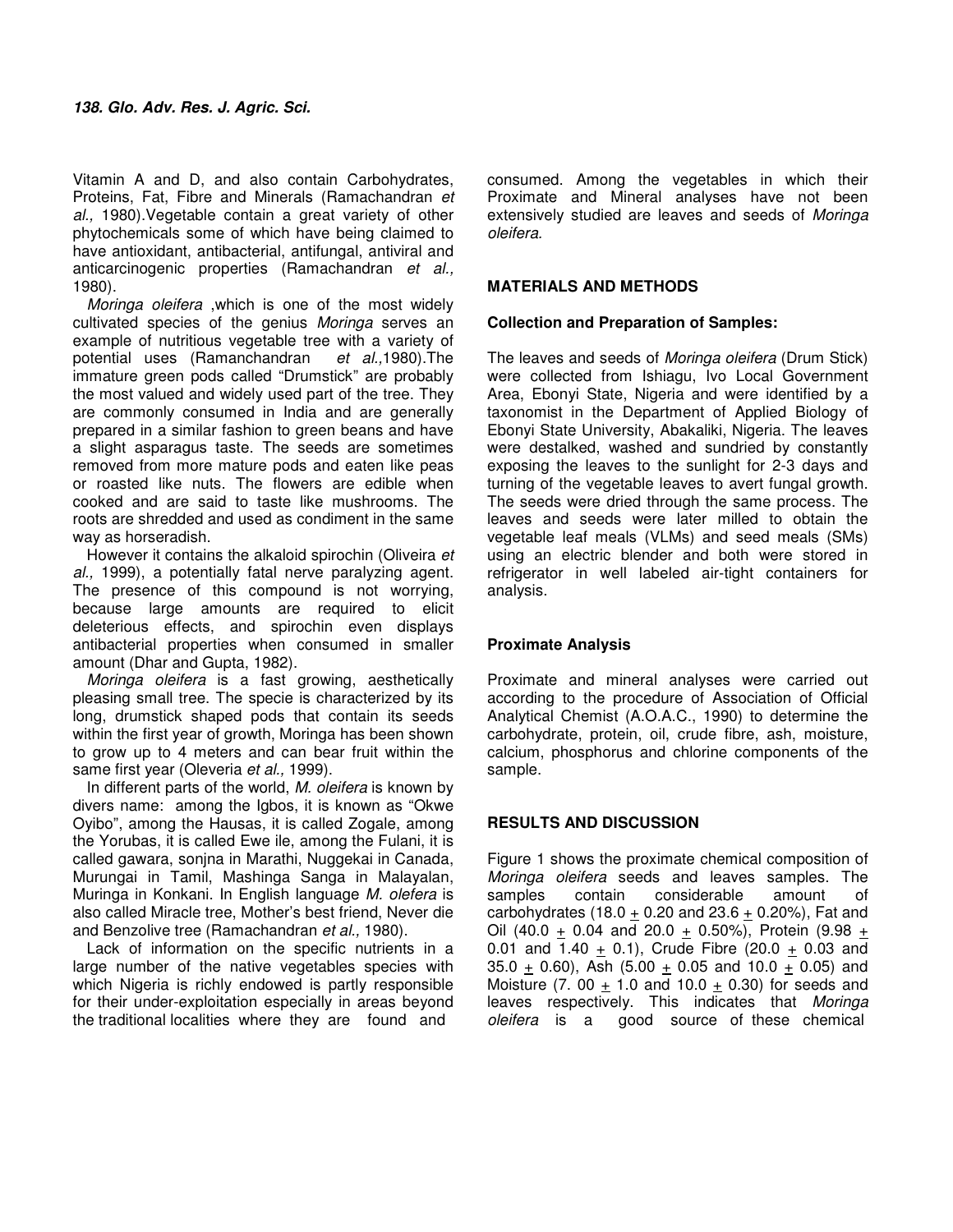Vitamin A and D, and also contain Carbohydrates, Proteins, Fat, Fibre and Minerals (Ramachandran *et al.,* 1980).Vegetable contain a great variety of other phytochemicals some of which have being claimed to have antioxidant, antibacterial, antifungal, antiviral and anticarcinogenic properties (Ramachandran *et al.,* 1980).

*Moringa oleifera* ,which is one of the most widely cultivated species of the genius *Moringa* serves an example of nutritious vegetable tree with a variety of potential uses (Ramanchandran *et al.,*1980).The immature green pods called "Drumstick" are probably the most valued and widely used part of the tree. They are commonly consumed in India and are generally prepared in a similar fashion to green beans and have a slight asparagus taste. The seeds are sometimes removed from more mature pods and eaten like peas or roasted like nuts. The flowers are edible when cooked and are said to taste like mushrooms. The roots are shredded and used as condiment in the same way as horseradish.

However it contains the alkaloid spirochin (Oliveira *et al.,* 1999), a potentially fatal nerve paralyzing agent. The presence of this compound is not worrying, because large amounts are required to elicit deleterious effects, and spirochin even displays antibacterial properties when consumed in smaller amount (Dhar and Gupta, 1982).

*Moringa oleifera* is a fast growing, aesthetically pleasing small tree. The specie is characterized by its long, drumstick shaped pods that contain its seeds within the first year of growth, Moringa has been shown to grow up to 4 meters and can bear fruit within the same first year (Oleveria *et al.,* 1999).

In different parts of the world, *M. oleifera* is known by divers name: among the Igbos, it is known as "Okwe Oyibo", among the Hausas, it is called Zogale, among the Yorubas, it is called Ewe ile, among the Fulani, it is called gawara, sonjna in Marathi, Nuggekai in Canada, Murungai in Tamil, Mashinga Sanga in Malayalan, Muringa in Konkani. In English language *M. olefera* is also called Miracle tree, Mother's best friend, Never die and Benzolive tree (Ramachandran *et al.,* 1980).

Lack of information on the specific nutrients in a large number of the native vegetables species with which Nigeria is richly endowed is partly responsible for their under-exploitation especially in areas beyond the traditional localities where they are found and consumed. Among the vegetables in which their Proximate and Mineral analyses have not been extensively studied are leaves and seeds of *Moringa oleifera.*

## MATERIALS AND METHODS

### Collection and Preparation of Samples:

The leaves and seeds of *Moringa oleifera* (Drum Stick) were collected from Ishiagu, Ivo Local Government Area, Ebonyi State, Nigeria and were identified by a taxonomist in the Department of Applied Biology of Ebonyi State University, Abakaliki, Nigeria. The leaves were destalked, washed and sundried by constantly exposing the leaves to the sunlight for 2-3 days and turning of the vegetable leaves to avert fungal growth. The seeds were dried through the same process. The leaves and seeds were later milled to obtain the vegetable leaf meals (VLMs) and seed meals (SMs) using an electric blender and both were stored in refrigerator in well labeled air-tight containers for analysis.

### Proximate Analysis

Proximate and mineral analyses were carried out according to the procedure of Association of Official Analytical Chemist (A.O.A.C., 1990) to determine the carbohydrate, protein, oil, crude fibre, ash, moisture, calcium, phosphorus and chlorine components of the sample.

## RESULTS AND DISCUSSION

Figure 1 shows the proximate chemical composition of *Moringa oleifera* seeds and leaves samples. The samples contain considerable amount of carbohydrates (18.0 $\pm$ 0.20 and 23.6 $\pm$ 0.20%), Fat and Oil (40.0 $\pm$ 0.04 and 20.0 $\pm$ 0.50%), Protein (9.98 $\pm$ 0.01 and 1.40 $\pm$ 0.1), Crude Fibre (20.0 $\pm$ 0.03 and 35.0 $\pm$ 0.60), Ash (5.00 $\pm$ 0.05 and 10.0 $\pm$ 0.05) and Moisture (7. 00 $\pm$ 1.0 and 10.0 $\pm$ 0.30) for seeds and leaves respectively. This indicates that *Moringa oleifera* is a good source of these chemical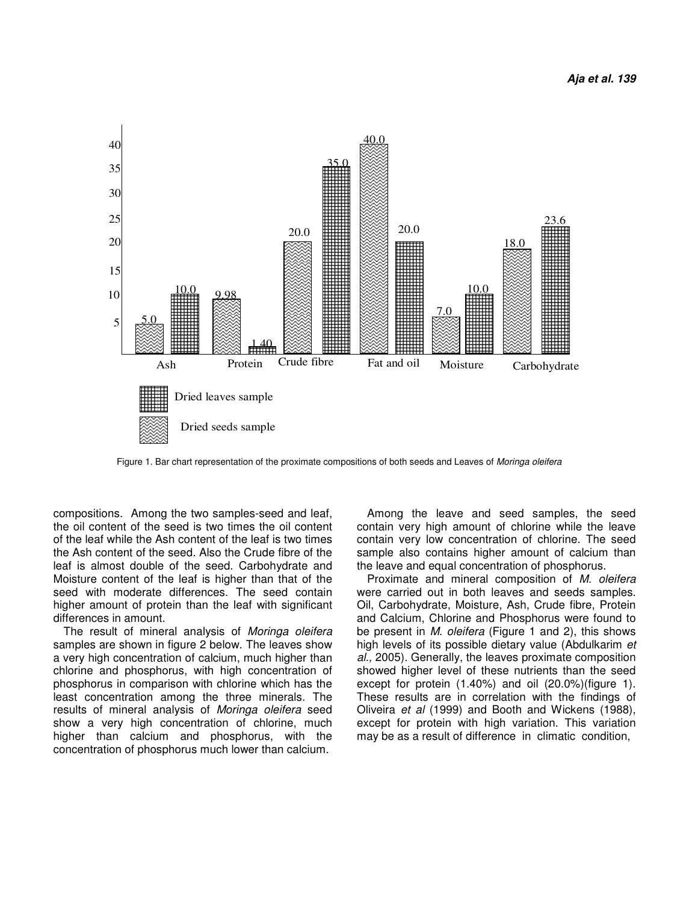Figure 1. Bar chart representation of the proximate compositions of both seeds and Leaves of *Moringa oleifera*

compositions. Among the two samples-seed and leaf, the oil content of the seed is two times the oil content of the leaf while the Ash content of the leaf is two times the Ash content of the seed. Also the Crude fibre of the leaf is almost double of the seed. Carbohydrate and Moisture content of the leaf is higher than that of the seed with moderate differences. The seed contain higher amount of protein than the leaf with significant differences in amount.

The result of mineral analysis of *Moringa oleifera* samples are shown in figure 2 below. The leaves show a very high concentration of calcium, much higher than chlorine and phosphorus, with high concentration of phosphorus in comparison with chlorine which has the least concentration among the three minerals. The results of mineral analysis of *Moringa oleifera* seed show a very high concentration of chlorine, much higher than calcium and phosphorus, with the concentration of phosphorus much lower than calcium.

Among the leave and seed samples, the seed contain very high amount of chlorine while the leave contain very low concentration of chlorine. The seed sample also contains higher amount of calcium than the leave and equal concentration of phosphorus.

Proximate and mineral composition of *M. oleifera* were carried out in both leaves and seeds samples. Oil, Carbohydrate, Moisture, Ash, Crude fibre, Protein and Calcium, Chlorine and Phosphorus were found to be present in *M. oleifera* (Figure 1 and 2), this shows high levels of its possible dietary value (Abdulkarim *et al.,* 2005). Generally, the leaves proximate composition showed higher level of these nutrients than the seed except for protein (1.40%) and oil (20.0%)(figure 1). These results are in correlation with the findings of Oliveira *et al* (1999) and Booth and Wickens (1988), except for protein with high variation. This variation may be as a result of difference in climatic condition,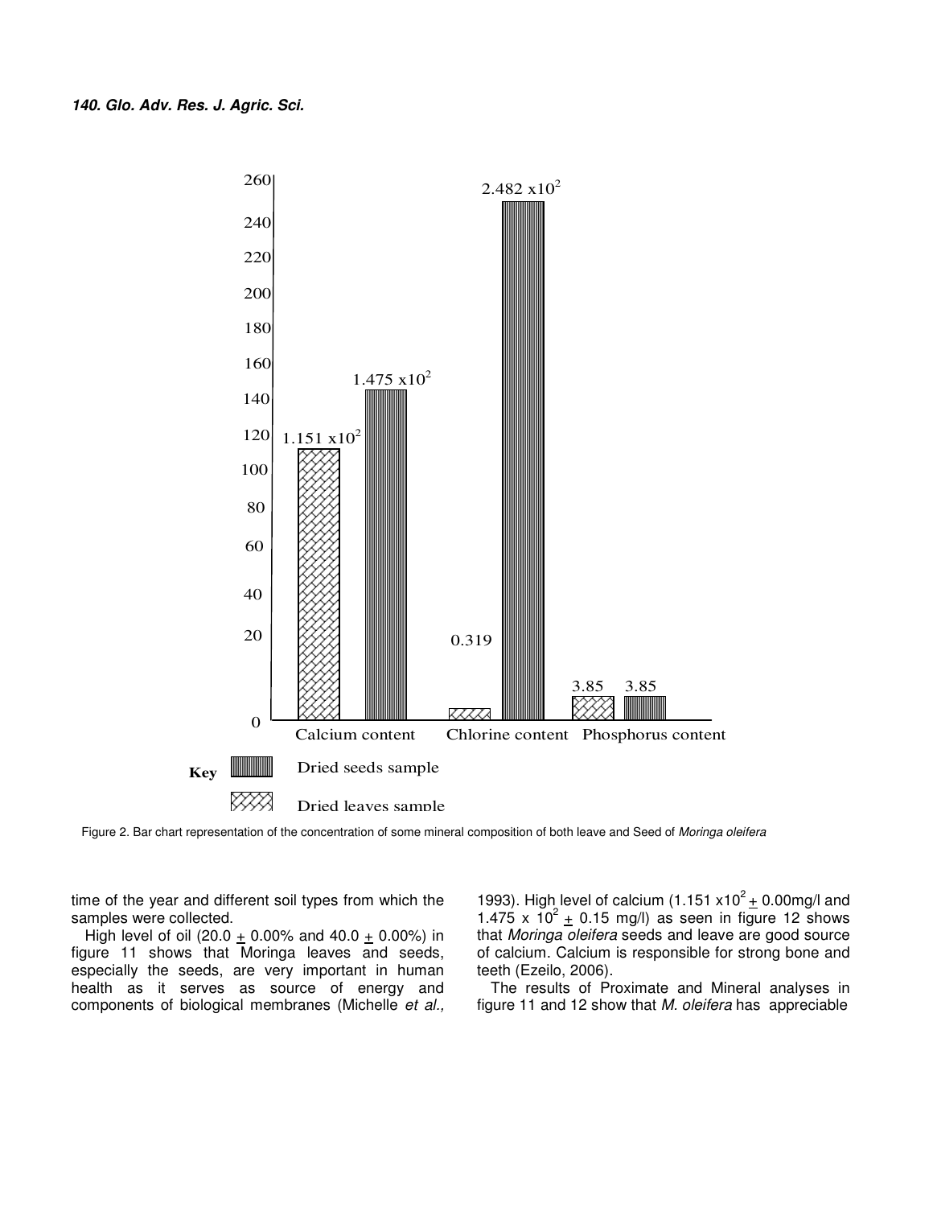Figure 2. Bar chart representation of the concentration of some mineral composition of both leave and Seed of *Moringa oleifera*

time of the year and different soil types from which the samples were collected.

High level of oil (20.0 $\pm$ 0.00% and 40.0 $\pm$ 0.00%) in figure 11 shows that Moringa leaves and seeds, especially the seeds, are very important in human health as it serves as source of energy and components of biological membranes (Michelle *et al.,* 1993). High level of calcium (1.151 x$10^2$ $\pm$ 0.00mg/l and 1.475 x $10^2$ $\pm$ 0.15 mg/l) as seen in figure 12 shows that *Moringa oleifera* seeds and leave are good source of calcium. Calcium is responsible for strong bone and teeth (Ezeilo, 2006).

The results of Proximate and Mineral analyses in figure 11 and 12 show that *M. oleifera* has appreciable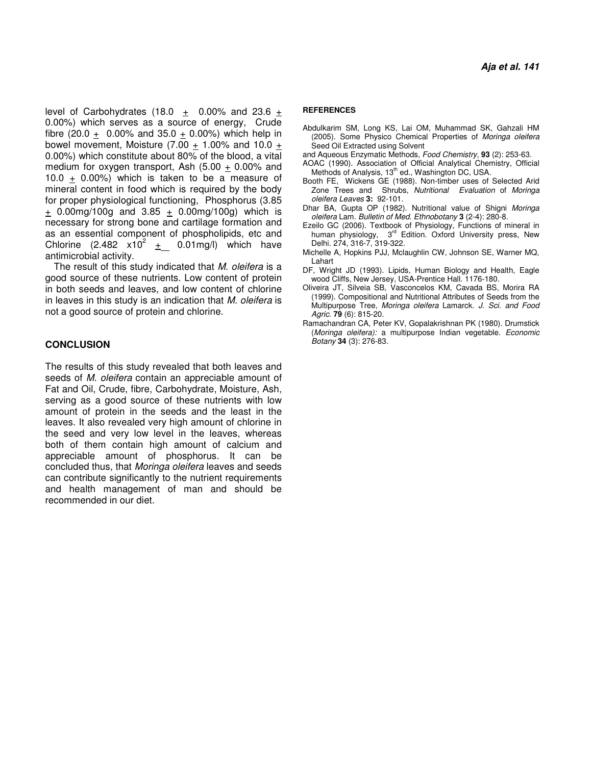level of Carbohydrates (18.0 ± 0.00% and 23.6 ± 0.00%) which serves as a source of energy, Crude fibre (20.0 ± 0.00% and 35.0 ± 0.00%) which help in bowel movement, Moisture (7.00 ± 1.00% and 10.0 ± 0.00%) which constitute about 80% of the blood, a vital medium for oxygen transport, Ash (5.00 ± 0.00% and 10.0 ± 0.00%) which is taken to be a measure of mineral content in food which is required by the body for proper physiological functioning, Phosphorus (3.85 ± 0.00mg/100g and 3.85 ± 0.00mg/100g) which is necessary for strong bone and cartilage formation and as an essential component of phospholipids, etc and Chlorine ($2.482 \times 10^2$ ± 0.01mg/l) which have antimicrobial activity.

The result of this study indicated that *M. oleifera* is a good source of these nutrients. Low content of protein in both seeds and leaves, and low content of chlorine in leaves in this study is an indication that *M. oleifera* is not a good source of protein and chlorine.

## CONCLUSION

The results of this study revealed that both leaves and seeds of *M. oleifera* contain an appreciable amount of Fat and Oil, Crude, fibre, Carbohydrate, Moisture, Ash, serving as a good source of these nutrients with low amount of protein in the seeds and the least in the leaves. It also revealed very high amount of chlorine in the seed and very low level in the leaves, whereas both of them contain high amount of calcium and appreciable amount of phosphorus. It can be concluded thus, that *Moringa oleifera* leaves and seeds can contribute significantly to the nutrient requirements and health management of man and should be recommended in our diet.

## REFERENCES

Abdulkarim SM, Long KS, Lai OM, Muhammad SK, Gahzali HM (2005). Some Physico Chemical Properties of *Moringa oleifera* Seed Oil Extracted using Solvent

and Aqueous Enzymatic Methods, *Food Chemistry*, **93** (2): 253-63.

AOAC (1990). Association of Official Analytical Chemistry, Official Methods of Analysis, 13th ed., Washington DC, USA.

Booth FE, Wickens GE (1988). Non-timber uses of Selected Arid Zone Trees and Shrubs, *Nutritional Evaluation* of *Moringa oleifera Leaves* **3:** 92-101.

Dhar BA, Gupta OP (1982). Nutritional value of Shigni *Moringa oleifera* Lam. *Bulletin of Med. Ethnobotany* **3** (2-4): 280-8.

Ezeilo GC (2006). Textbook of Physiology, Functions of mineral in human physiology, 3rd Edition. Oxford University press, New Delhi. 274, 316-7, 319-322.

Michelle A, Hopkins PJJ, Mclaughlin CW, Johnson SE, Warner MQ, Lahart

DF, Wright JD (1993). Lipids, Human Biology and Health, Eagle wood Cliffs, New Jersey, USA-Prentice Hall. 1176-180.

Oliveira JT, Silveia SB, Vasconcelos KM, Cavada BS, Morira RA (1999). Compositional and Nutritional Attributes of Seeds from the Multipurpose Tree, *Moringa oleifera* Lamarck. *J. Sci. and Food Agric.* **79** (6): 815-20.

Ramachandran CA, Peter KV, Gopalakrishnan PK (1980). Drumstick (*Moringa oleifera):* a multipurpose Indian vegetable. *Economic Botany* **34** (3): 276-83.